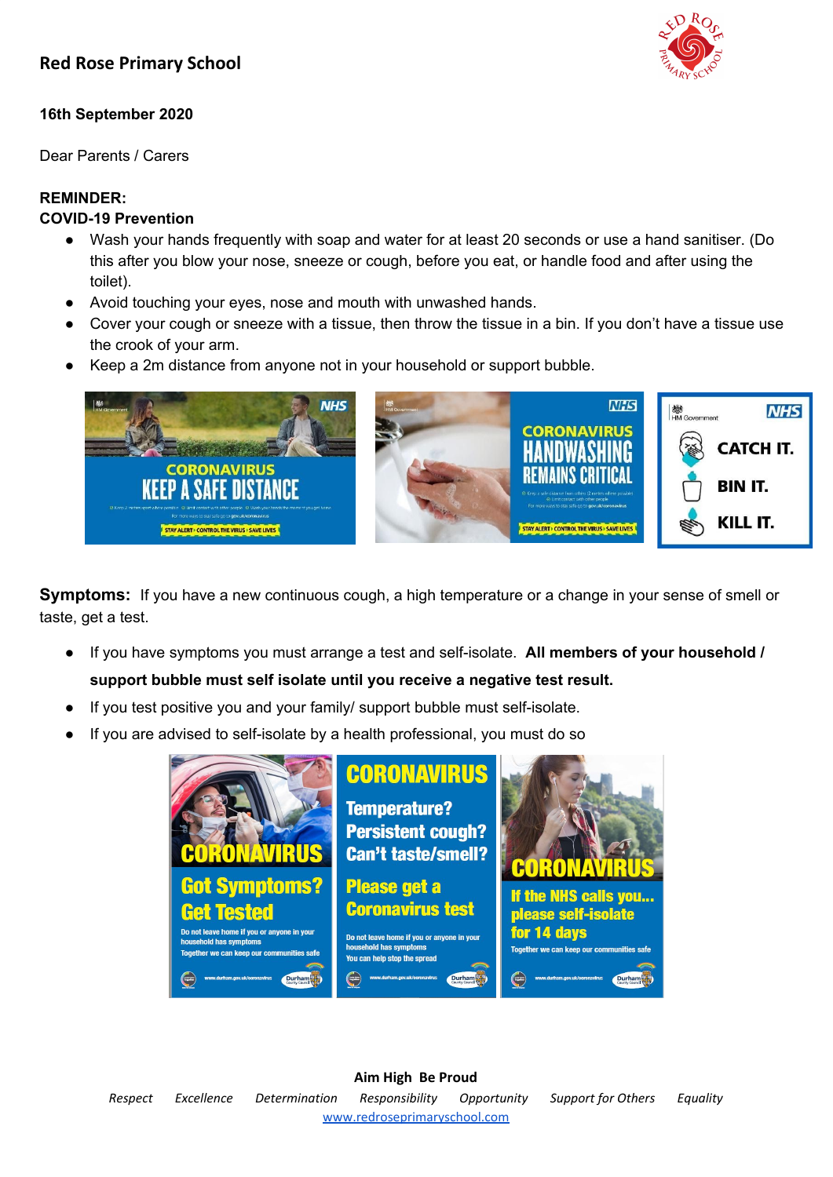# Red Rose Primary School

**16th September 2020**

Dear Parents / Carers

**REMINDER:**
**COVID-19 Prevention**

- Wash your hands frequently with soap and water for at least 20 seconds or use a hand sanitiser. (Do this after you blow your nose, sneeze or cough, before you eat, or handle food and after using the toilet).
- Avoid touching your eyes, nose and mouth with unwashed hands.
- Cover your cough or sneeze with a tissue, then throw the tissue in a bin. If you don't have a tissue use the crook of your arm.
- Keep a 2m distance from anyone not in your household or support bubble.

**Symptoms:** If you have a new continuous cough, a high temperature or a change in your sense of smell or taste, get a test.

- If you have symptoms you must arrange a test and self-isolate. **All members of your household / support bubble must self isolate until you receive a negative test result.**
- If you test positive you and your family/ support bubble must self-isolate.
- If you are advised to self-isolate by a health professional, you must do so

**Aim High Be Proud**

*Respect Excellence Determination Responsibility Opportunity Support for Others Equality*

www.redroseprimaryschool.com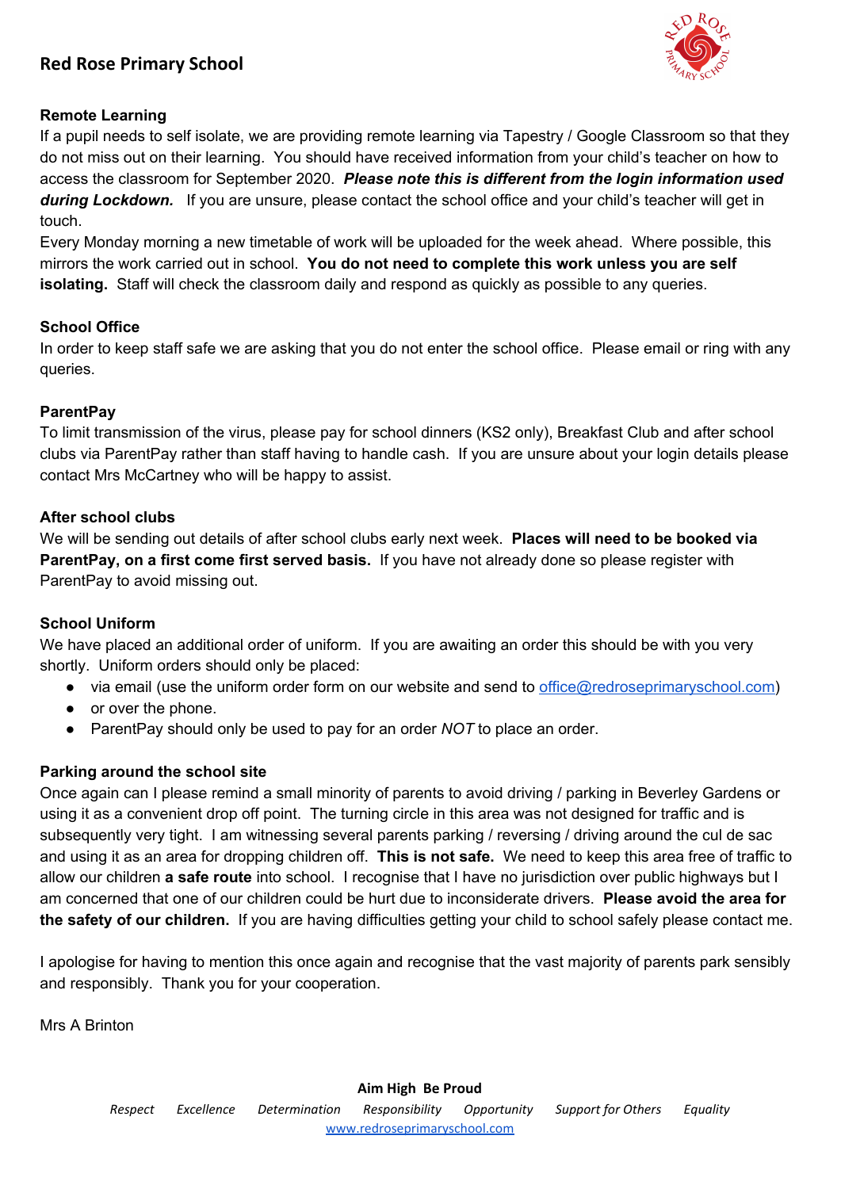## Red Rose Primary School

### Remote Learning

If a pupil needs to self isolate, we are providing remote learning via Tapestry / Google Classroom so that they do not miss out on their learning. You should have received information from your child's teacher on how to access the classroom for September 2020. ***Please note this is different from the login information used during Lockdown.*** If you are unsure, please contact the school office and your child's teacher will get in touch.

Every Monday morning a new timetable of work will be uploaded for the week ahead. Where possible, this mirrors the work carried out in school. **You do not need to complete this work unless you are self isolating.** Staff will check the classroom daily and respond as quickly as possible to any queries.

### School Office

In order to keep staff safe we are asking that you do not enter the school office. Please email or ring with any queries.

### ParentPay

To limit transmission of the virus, please pay for school dinners (KS2 only), Breakfast Club and after school clubs via ParentPay rather than staff having to handle cash. If you are unsure about your login details please contact Mrs McCartney who will be happy to assist.

### After school clubs

We will be sending out details of after school clubs early next week. **Places will need to be booked via ParentPay, on a first come first served basis.** If you have not already done so please register with ParentPay to avoid missing out.

### School Uniform

We have placed an additional order of uniform. If you are awaiting an order this should be with you very shortly. Uniform orders should only be placed:

- via email (use the uniform order form on our website and send to office@redroseprimaryschool.com)
- or over the phone.
- ParentPay should only be used to pay for an order *NOT* to place an order.

### Parking around the school site

Once again can I please remind a small minority of parents to avoid driving / parking in Beverley Gardens or using it as a convenient drop off point. The turning circle in this area was not designed for traffic and is subsequently very tight. I am witnessing several parents parking / reversing / driving around the cul de sac and using it as an area for dropping children off. **This is not safe.** We need to keep this area free of traffic to allow our children **a safe route** into school. I recognise that I have no jurisdiction over public highways but I am concerned that one of our children could be hurt due to inconsiderate drivers. **Please avoid the area for the safety of our children.** If you are having difficulties getting your child to school safely please contact me.

I apologise for having to mention this once again and recognise that the vast majority of parents park sensibly and responsibly. Thank you for your cooperation.

Mrs A Brinton

**Aim High Be Proud**

*Respect Excellence Determination Responsibility Opportunity Support for Others Equality*

www.redroseprimaryschool.com